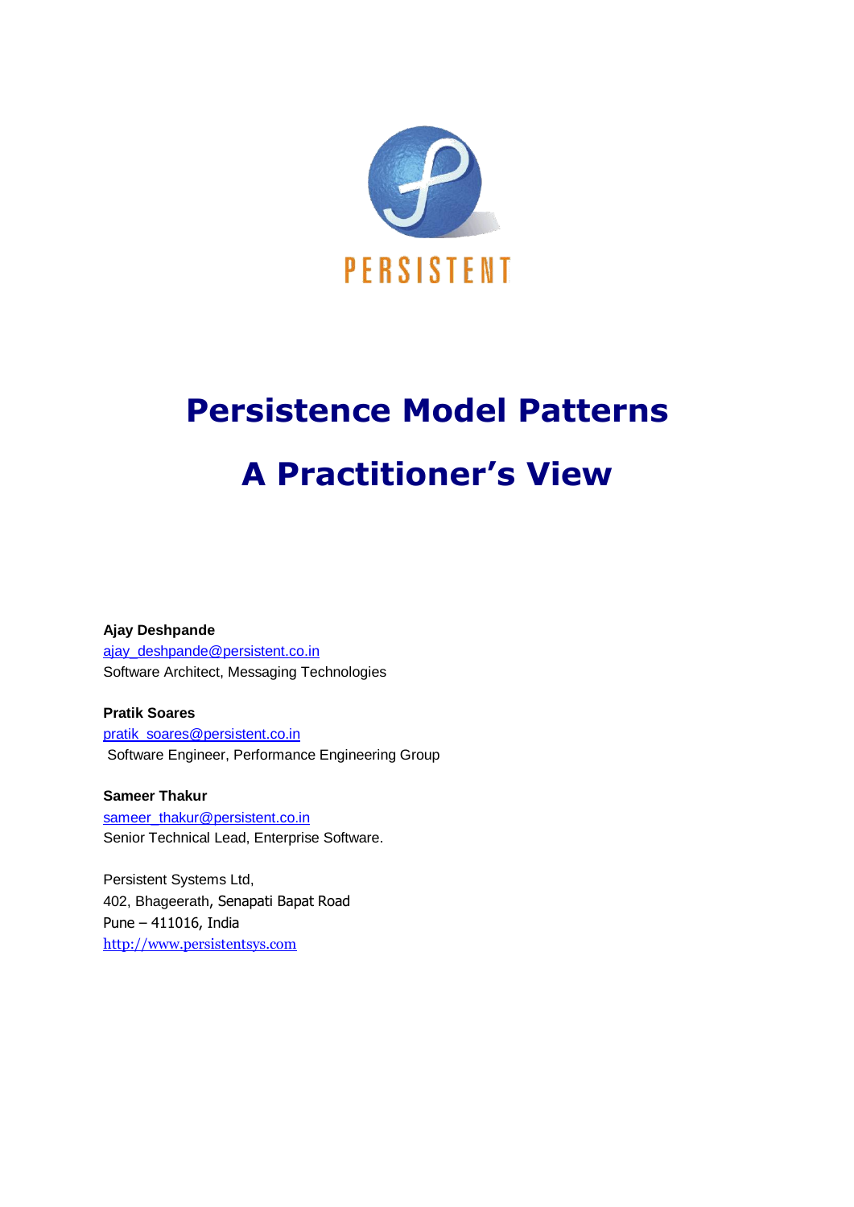PERSISTENT

# Persistence Model Patterns

# A Practitioner's View

**Ajay Deshpande**
ajay_deshpande@persistent.co.in
Software Architect, Messaging Technologies

**Pratik Soares**
pratik_soares@persistent.co.in
Software Engineer, Performance Engineering Group

**Sameer Thakur**
sameer_thakur@persistent.co.in
Senior Technical Lead, Enterprise Software.

Persistent Systems Ltd,
402, Bhageerath, Senapati Bapat Road
Pune – 411016, India
http://www.persistentsys.com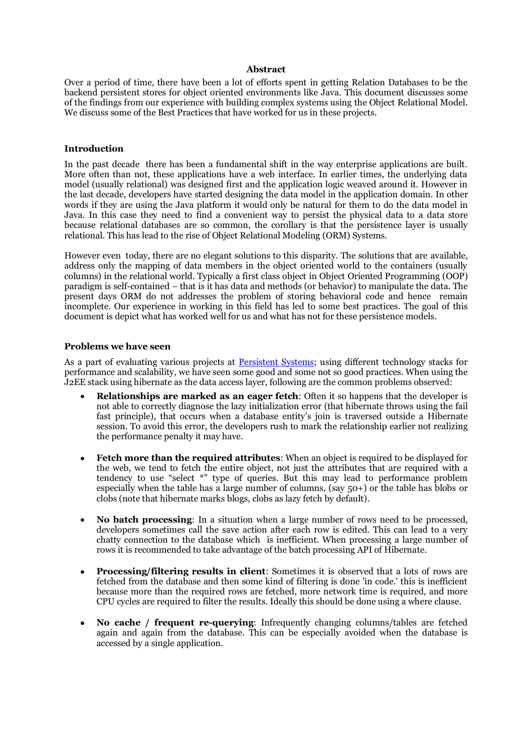**Abstract**

Over a period of time, there have been a lot of efforts spent in getting Relation Databases to be the backend persistent stores for object oriented environments like Java. This document discusses some of the findings from our experience with building complex systems using the Object Relational Model. We discuss some of the Best Practices that have worked for us in these projects.

**Introduction**

In the past decade there has been a fundamental shift in the way enterprise applications are built. More often than not, these applications have a web interface. In earlier times, the underlying data model (usually relational) was designed first and the application logic weaved around it. However in the last decade, developers have started designing the data model in the application domain. In other words if they are using the Java platform it would only be natural for them to do the data model in Java. In this case they need to find a convenient way to persist the physical data to a data store because relational databases are so common, the corollary is that the persistence layer is usually relational. This has lead to the rise of Object Relational Modeling (ORM) Systems.

However even today, there are no elegant solutions to this disparity. The solutions that are available, address only the mapping of data members in the object oriented world to the containers (usually columns) in the relational world. Typically a first class object in Object Oriented Programming (OOP) paradigm is self-contained – that is it has data and methods (or behavior) to manipulate the data. The present days ORM do not addresses the problem of storing behavioral code and hence remain incomplete. Our experience in working in this field has led to some best practices. The goal of this document is depict what has worked well for us and what has not for these persistence models.

**Problems we have seen**

As a part of evaluating various projects at [Persistent Systems](); using different technology stacks for performance and scalability, we have seen some good and some not so good practices. When using the J2EE stack using hibernate as the data access layer, following are the common problems observed:

- **Relationships are marked as an eager fetch**: Often it so happens that the developer is not able to correctly diagnose the lazy initialization error (that hibernate throws using the fail fast principle), that occurs when a database entity's join is traversed outside a Hibernate session. To avoid this error, the developers rush to mark the relationship earlier not realizing the performance penalty it may have.

- **Fetch more than the required attributes**: When an object is required to be displayed for the web, we tend to fetch the entire object, not just the attributes that are required with a tendency to use "select *" type of queries. But this may lead to performance problem especially when the table has a large number of columns, (say 50+) or the table has blobs or clobs (note that hibernate marks blogs, clobs as lazy fetch by default).

- **No batch processing**: In a situation when a large number of rows need to be processed, developers sometimes call the save action after each row is edited. This can lead to a very chatty connection to the database which is inefficient. When processing a large number of rows it is recommended to take advantage of the batch processing API of Hibernate.

- **Processing/filtering results in client**: Sometimes it is observed that a lots of rows are fetched from the database and then some kind of filtering is done 'in code.' this is inefficient because more than the required rows are fetched, more network time is required, and more CPU cycles are required to filter the results. Ideally this should be done using a where clause.

- **No cache / frequent re-querying**: Infrequently changing columns/tables are fetched again and again from the database. This can be especially avoided when the database is accessed by a single application.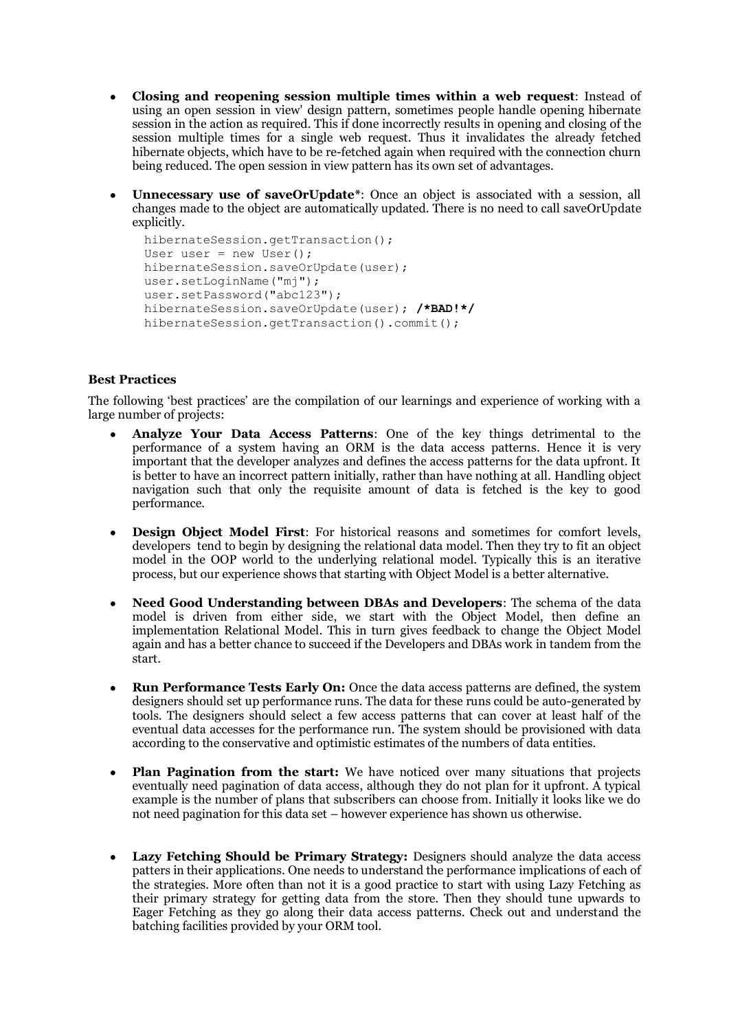- **Closing and reopening session multiple times within a web request**: Instead of using an open session in view' design pattern, sometimes people handle opening hibernate session in the action as required. This if done incorrectly results in opening and closing of the session multiple times for a single web request. Thus it invalidates the already fetched hibernate objects, which have to be re-fetched again when required with the connection churn being reduced. The open session in view pattern has its own set of advantages.

- **Unnecessary use of saveOrUpdate***: Once an object is associated with a session, all changes made to the object are automatically updated. There is no need to call saveOrUpdate explicitly.

```
hibernateSession.getTransaction();
User user = new User();
hibernateSession.saveOrUpdate(user);
user.setLoginName("mj");
user.setPassword("abc123");
hibernateSession.saveOrUpdate(user); /*BAD!*/
hibernateSession.getTransaction().commit();
```

**Best Practices**

The following 'best practices' are the compilation of our learnings and experience of working with a large number of projects:

- **Analyze Your Data Access Patterns**: One of the key things detrimental to the performance of a system having an ORM is the data access patterns. Hence it is very important that the developer analyzes and defines the access patterns for the data upfront. It is better to have an incorrect pattern initially, rather than have nothing at all. Handling object navigation such that only the requisite amount of data is fetched is the key to good performance.

- **Design Object Model First**: For historical reasons and sometimes for comfort levels, developers tend to begin by designing the relational data model. Then they try to fit an object model in the OOP world to the underlying relational model. Typically this is an iterative process, but our experience shows that starting with Object Model is a better alternative.

- **Need Good Understanding between DBAs and Developers**: The schema of the data model is driven from either side, we start with the Object Model, then define an implementation Relational Model. This in turn gives feedback to change the Object Model again and has a better chance to succeed if the Developers and DBAs work in tandem from the start.

- **Run Performance Tests Early On:** Once the data access patterns are defined, the system designers should set up performance runs. The data for these runs could be auto-generated by tools. The designers should select a few access patterns that can cover at least half of the eventual data accesses for the performance run. The system should be provisioned with data according to the conservative and optimistic estimates of the numbers of data entities.

- **Plan Pagination from the start:** We have noticed over many situations that projects eventually need pagination of data access, although they do not plan for it upfront. A typical example is the number of plans that subscribers can choose from. Initially it looks like we do not need pagination for this data set – however experience has shown us otherwise.

- **Lazy Fetching Should be Primary Strategy:** Designers should analyze the data access patters in their applications. One needs to understand the performance implications of each of the strategies. More often than not it is a good practice to start with using Lazy Fetching as their primary strategy for getting data from the store. Then they should tune upwards to Eager Fetching as they go along their data access patterns. Check out and understand the batching facilities provided by your ORM tool.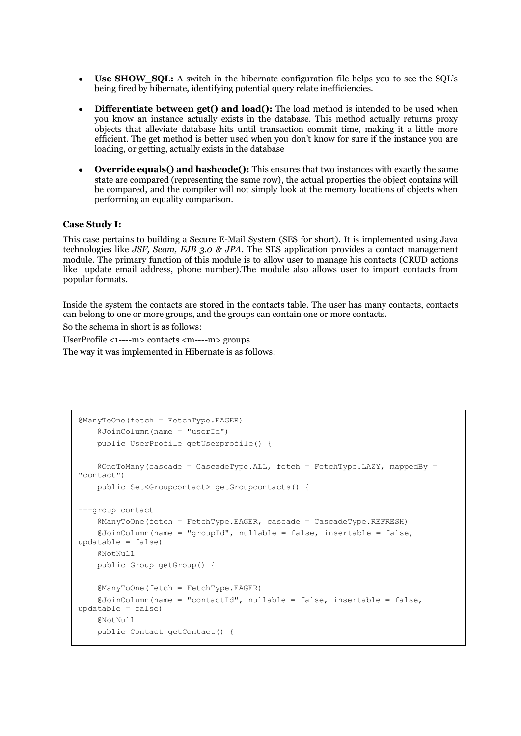- **Use SHOW_SQL:** A switch in the hibernate configuration file helps you to see the SQL's being fired by hibernate, identifying potential query relate inefficiencies.

- **Differentiate between get() and load():** The load method is intended to be used when you know an instance actually exists in the database. This method actually returns proxy objects that alleviate database hits until transaction commit time, making it a little more efficient. The get method is better used when you don't know for sure if the instance you are loading, or getting, actually exists in the database

- **Override equals() and hashcode():** This ensures that two instances with exactly the same state are compared (representing the same row), the actual properties the object contains will be compared, and the compiler will not simply look at the memory locations of objects when performing an equality comparison.

**Case Study I:**

This case pertains to building a Secure E-Mail System (SES for short). It is implemented using Java technologies like *JSF, Seam, EJB 3.0 & JPA*. The SES application provides a contact management module. The primary function of this module is to allow user to manage his contacts (CRUD actions like update email address, phone number).The module also allows user to import contacts from popular formats.

Inside the system the contacts are stored in the contacts table. The user has many contacts, contacts can belong to one or more groups, and the groups can contain one or more contacts.

So the schema in short is as follows:

UserProfile <1----m> contacts <m----m> groups

The way it was implemented in Hibernate is as follows:

```
@ManyToOne(fetch = FetchType.EAGER)
    @JoinColumn(name = "userId")
    public UserProfile getUserprofile() {

    @OneToMany(cascade = CascadeType.ALL, fetch = FetchType.LAZY, mappedBy =
"contact")
    public Set<Groupcontact> getGroupcontacts() {

---group contact
    @ManyToOne(fetch = FetchType.EAGER, cascade = CascadeType.REFRESH)
    @JoinColumn(name = "groupId", nullable = false, insertable = false,
updatable = false)
    @NotNull
    public Group getGroup() {

    @ManyToOne(fetch = FetchType.EAGER)
    @JoinColumn(name = "contactId", nullable = false, insertable = false,
updatable = false)
    @NotNull
    public Contact getContact() {
```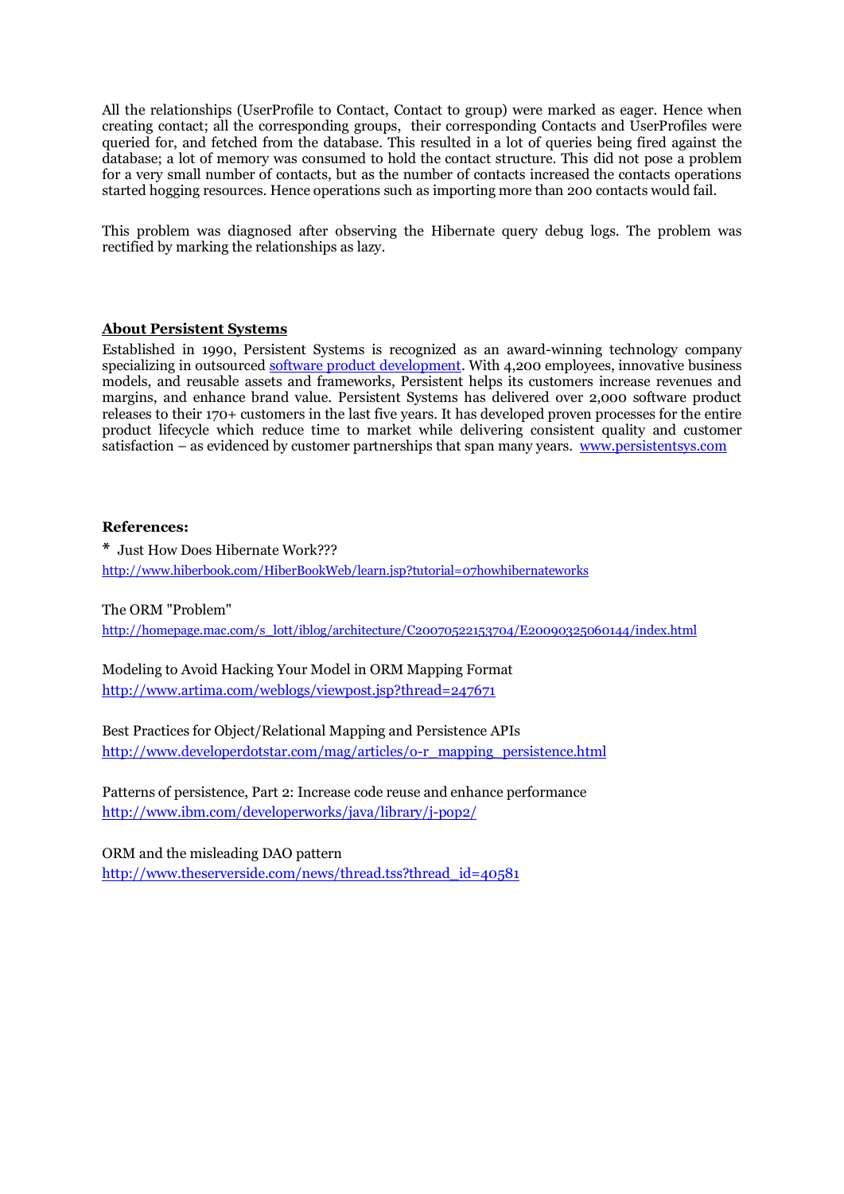All the relationships (UserProfile to Contact, Contact to group) were marked as eager. Hence when creating contact; all the corresponding groups, their corresponding Contacts and UserProfiles were queried for, and fetched from the database. This resulted in a lot of queries being fired against the database; a lot of memory was consumed to hold the contact structure. This did not pose a problem for a very small number of contacts, but as the number of contacts increased the contacts operations started hogging resources. Hence operations such as importing more than 200 contacts would fail.

This problem was diagnosed after observing the Hibernate query debug logs. The problem was rectified by marking the relationships as lazy.

**About Persistent Systems**

Established in 1990, Persistent Systems is recognized as an award-winning technology company specializing in outsourced [software product development](). With 4,200 employees, innovative business models, and reusable assets and frameworks, Persistent helps its customers increase revenues and margins, and enhance brand value. Persistent Systems has delivered over 2,000 software product releases to their 170+ customers in the last five years. It has developed proven processes for the entire product lifecycle which reduce time to market while delivering consistent quality and customer satisfaction – as evidenced by customer partnerships that span many years. www.persistentsys.com

**References:**

* Just How Does Hibernate Work???
http://www.hiberbook.com/HiberBookWeb/learn.jsp?tutorial=07howhibernateworks

The ORM "Problem"
http://homepage.mac.com/s_lott/iblog/architecture/C20070522153704/E20090325060144/index.html

Modeling to Avoid Hacking Your Model in ORM Mapping Format
http://www.artima.com/weblogs/viewpost.jsp?thread=247671

Best Practices for Object/Relational Mapping and Persistence APIs
http://www.developerdotstar.com/mag/articles/o-r_mapping_persistence.html

Patterns of persistence, Part 2: Increase code reuse and enhance performance
http://www.ibm.com/developerworks/java/library/j-pop2/

ORM and the misleading DAO pattern
http://www.theserverside.com/news/thread.tss?thread_id=40581